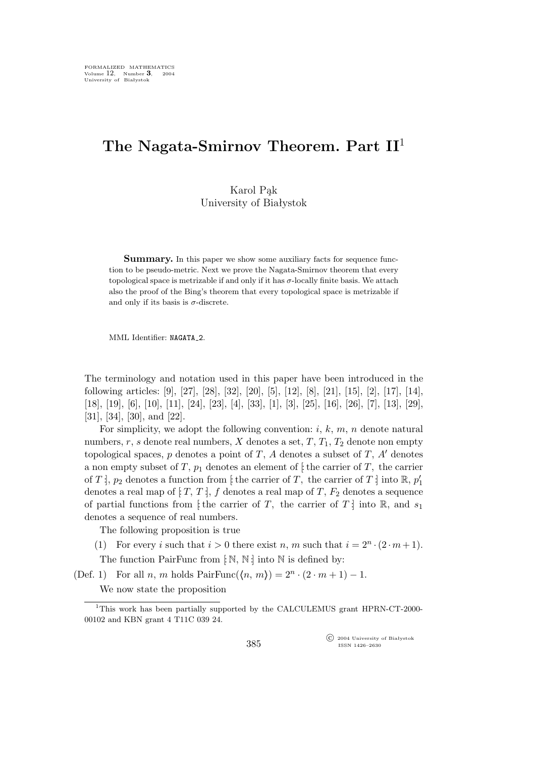# The Nagata-Smirnov Theorem. Part II[1]

Karol Pąk
University of Białystok

**Summary.** In this paper we show some auxiliary facts for sequence function to be pseudo-metric. Next we prove the Nagata-Smirnov theorem that every topological space is metrizable if and only if it has $\sigma$-locally finite basis. We attach also the proof of the Bing's theorem that every topological space is metrizable if and only if its basis is $\sigma$-discrete.

MML Identifier: NAGATA_2.

The terminology and notation used in this paper have been introduced in the following articles: [9], [27], [28], [32], [20], [5], [12], [8], [21], [15], [2], [17], [14], [18], [19], [6], [10], [11], [24], [23], [4], [33], [1], [3], [25], [16], [26], [7], [13], [29], [31], [34], [30], and [22].

For simplicity, we adopt the following convention: $i$, $k$, $m$, $n$ denote natural numbers, $r$, $s$ denote real numbers, $X$ denotes a set, $T$, $T_1$, $T_2$ denote non empty topological spaces, $p$ denotes a point of $T$, $A$ denotes a subset of $T$, $A'$ denotes a non empty subset of $T$, $p_1$ denotes an element of $[\!:$ the carrier of $T$, the carrier of $T :\!]$, $p_2$ denotes a function from $[\!:$ the carrier of $T$, the carrier of $T :\!]$ into $\mathbb{R}$, $p'_1$ denotes a real map of $[\!: T, T :\!]$, $f$ denotes a real map of $T$, $F_2$ denotes a sequence of partial functions from $[\!:$ the carrier of $T$, the carrier of $T :\!]$ into $\mathbb{R}$, and $s_1$ denotes a sequence of real numbers.

The following proposition is true

(1) For every $i$ such that $i > 0$ there exist $n$, $m$ such that $i = 2^n \cdot (2 \cdot m + 1)$.

The function PairFunc from $[\!: \mathbb{N}, \mathbb{N} :\!]$ into $\mathbb{N}$ is defined by:

(Def. 1) For all $n$, $m$ holds $\mathrm{PairFunc}(\langle n, m \rangle) = 2^n \cdot (2 \cdot m + 1) - 1$.

We now state the proposition

[1] This work has been partially supported by the CALCULEMUS grant HPRN-CT-2000-00102 and KBN grant 4 T11C 039 24.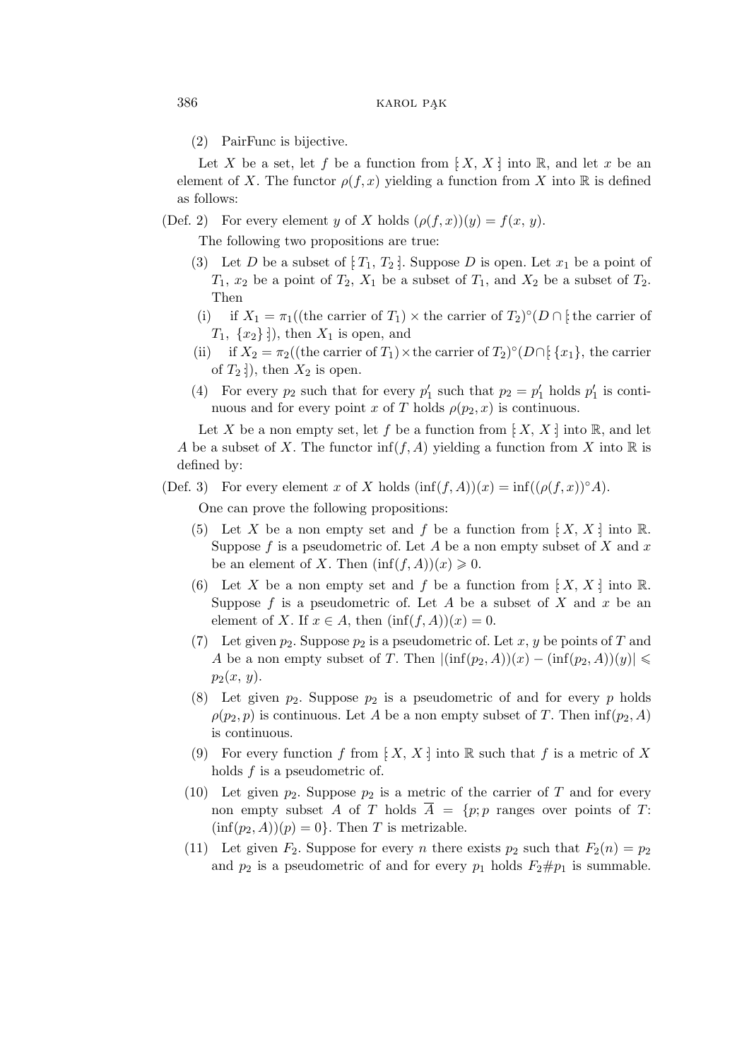(2) PairFunc is bijective.

Let $X$ be a set, let $f$ be a function from $[:X, X:]$ into $\mathbb{R}$, and let $x$ be an element of $X$. The functor $\rho(f, x)$ yielding a function from $X$ into $\mathbb{R}$ is defined as follows:

(Def. 2) For every element $y$ of $X$ holds $(\rho(f, x))(y) = f(x, y)$.

The following two propositions are true:

(3) Let $D$ be a subset of $[:T_1, T_2:]$. Suppose $D$ is open. Let $x_1$ be a point of $T_1$, $x_2$ be a point of $T_2$, $X_1$ be a subset of $T_1$, and $X_2$ be a subset of $T_2$. Then

(i) if $X_1 = \pi_1(($the carrier of $T_1) \times$ the carrier of $T_2)^\circ(D \cap [:$the carrier of $T_1, \{x_2\}:])$, then $X_1$ is open, and

(ii) if $X_2 = \pi_2(($the carrier of $T_1) \times$ the carrier of $T_2)^\circ(D \cap [:\{x_1\}$, the carrier of $T_2:])$, then $X_2$ is open.

(4) For every $p_2$ such that for every $p'_1$ such that $p_2 = p'_1$ holds $p'_1$ is continuous and for every point $x$ of $T$ holds $\rho(p_2, x)$ is continuous.

Let $X$ be a non empty set, let $f$ be a function from $[:X, X:]$ into $\mathbb{R}$, and let $A$ be a subset of $X$. The functor $\inf(f, A)$ yielding a function from $X$ into $\mathbb{R}$ is defined by:

(Def. 3) For every element $x$ of $X$ holds $(\inf(f, A))(x) = \inf((\rho(f, x))^\circ A)$.

One can prove the following propositions:

(5) Let $X$ be a non empty set and $f$ be a function from $[:X, X:]$ into $\mathbb{R}$. Suppose $f$ is a pseudometric of. Let $A$ be a non empty subset of $X$ and $x$ be an element of $X$. Then $(\inf(f, A))(x) \geqslant 0$.

(6) Let $X$ be a non empty set and $f$ be a function from $[:X, X:]$ into $\mathbb{R}$. Suppose $f$ is a pseudometric of. Let $A$ be a subset of $X$ and $x$ be an element of $X$. If $x \in A$, then $(\inf(f, A))(x) = 0$.

(7) Let given $p_2$. Suppose $p_2$ is a pseudometric of. Let $x$, $y$ be points of $T$ and $A$ be a non empty subset of $T$. Then $|(\inf(p_2, A))(x) - (\inf(p_2, A))(y)| \leqslant p_2(x, y)$.

(8) Let given $p_2$. Suppose $p_2$ is a pseudometric of and for every $p$ holds $\rho(p_2, p)$ is continuous. Let $A$ be a non empty subset of $T$. Then $\inf(p_2, A)$ is continuous.

(9) For every function $f$ from $[:X, X:]$ into $\mathbb{R}$ such that $f$ is a metric of $X$ holds $f$ is a pseudometric of.

(10) Let given $p_2$. Suppose $p_2$ is a metric of the carrier of $T$ and for every non empty subset $A$ of $T$ holds $\overline{A} = \{p; p$ ranges over points of $T$: $(\inf(p_2, A))(p) = 0\}$. Then $T$ is metrizable.

(11) Let given $F_2$. Suppose for every $n$ there exists $p_2$ such that $F_2(n) = p_2$ and $p_2$ is a pseudometric of and for every $p_1$ holds $F_2 \# p_1$ is summable.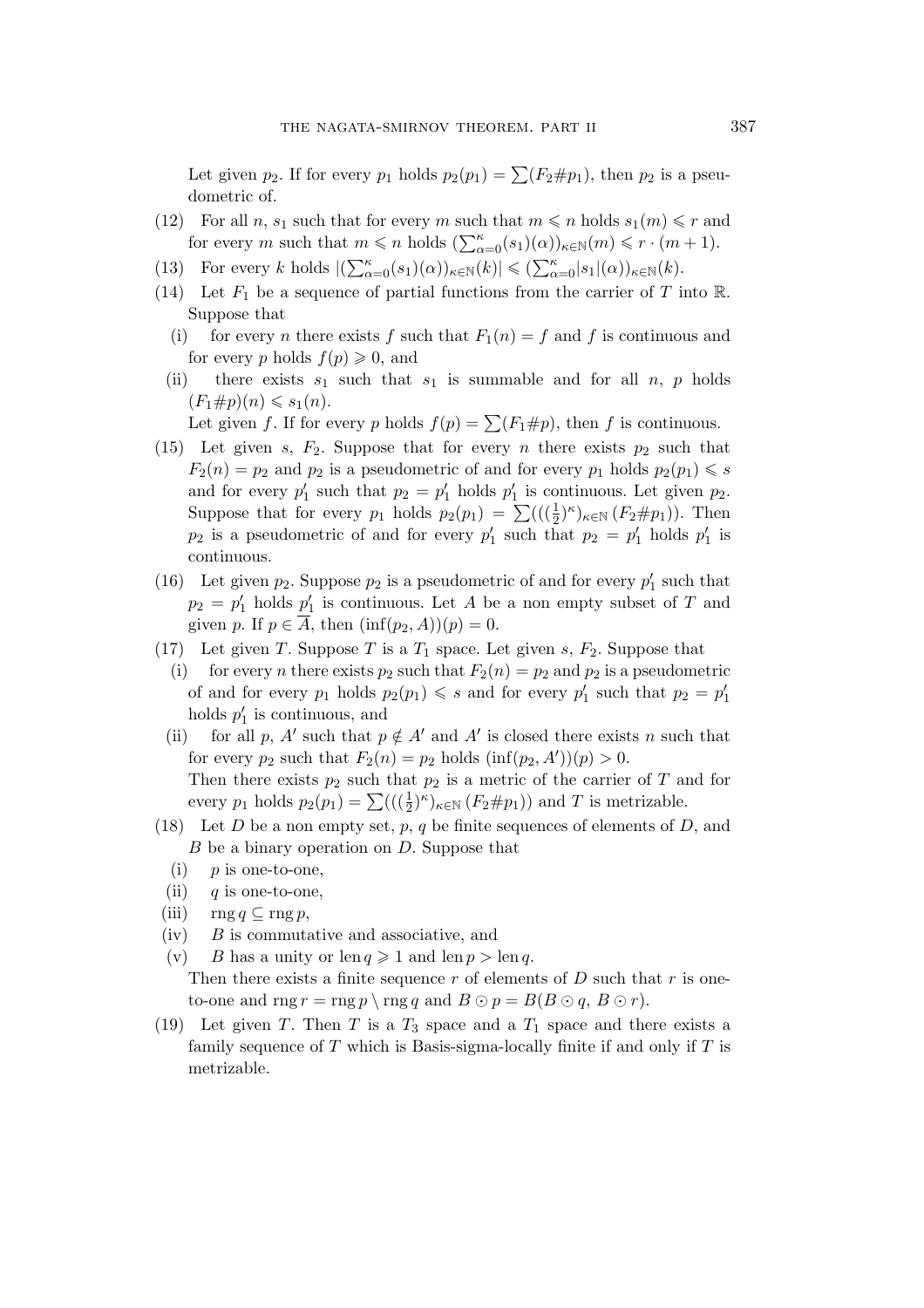Let given $p_2$. If for every $p_1$ holds $p_2(p_1) = \sum(F_2\#p_1)$, then $p_2$ is a pseudometric of.

(12) For all $n$, $s_1$ such that for every $m$ such that $m \leqslant n$ holds $s_1(m) \leqslant r$ and for every $m$ such that $m \leqslant n$ holds $(\sum_{\alpha=0}^{\kappa}(s_1)(\alpha))_{\kappa\in\mathbb{N}}(m) \leqslant r \cdot (m+1)$.

(13) For every $k$ holds $|(\sum_{\alpha=0}^{\kappa}(s_1)(\alpha))_{\kappa\in\mathbb{N}}(k)| \leqslant (\sum_{\alpha=0}^{\kappa}|s_1|(\alpha))_{\kappa\in\mathbb{N}}(k)$.

(14) Let $F_1$ be a sequence of partial functions from the carrier of $T$ into $\mathbb{R}$. Suppose that

  (i) for every $n$ there exists $f$ such that $F_1(n) = f$ and $f$ is continuous and for every $p$ holds $f(p) \geqslant 0$, and

  (ii) there exists $s_1$ such that $s_1$ is summable and for all $n$, $p$ holds $(F_1\#p)(n) \leqslant s_1(n)$.

  Let given $f$. If for every $p$ holds $f(p) = \sum(F_1\#p)$, then $f$ is continuous.

(15) Let given $s$, $F_2$. Suppose that for every $n$ there exists $p_2$ such that $F_2(n) = p_2$ and $p_2$ is a pseudometric of and for every $p_1$ holds $p_2(p_1) \leqslant s$ and for every $p'_1$ such that $p_2 = p'_1$ holds $p'_1$ is continuous. Let given $p_2$. Suppose that for every $p_1$ holds $p_2(p_1) = \sum(((\frac{1}{2})^{\kappa})_{\kappa\in\mathbb{N}}\,(F_2\#p_1))$. Then $p_2$ is a pseudometric of and for every $p'_1$ such that $p_2 = p'_1$ holds $p'_1$ is continuous.

(16) Let given $p_2$. Suppose $p_2$ is a pseudometric of and for every $p'_1$ such that $p_2 = p'_1$ holds $p'_1$ is continuous. Let $A$ be a non empty subset of $T$ and given $p$. If $p \in \overline{A}$, then $(\inf(p_2, A))(p) = 0$.

(17) Let given $T$. Suppose $T$ is a $T_1$ space. Let given $s$, $F_2$. Suppose that

  (i) for every $n$ there exists $p_2$ such that $F_2(n) = p_2$ and $p_2$ is a pseudometric of and for every $p_1$ holds $p_2(p_1) \leqslant s$ and for every $p'_1$ such that $p_2 = p'_1$ holds $p'_1$ is continuous, and

  (ii) for all $p$, $A'$ such that $p \notin A'$ and $A'$ is closed there exists $n$ such that for every $p_2$ such that $F_2(n) = p_2$ holds $(\inf(p_2, A'))(p) > 0$.

  Then there exists $p_2$ such that $p_2$ is a metric of the carrier of $T$ and for every $p_1$ holds $p_2(p_1) = \sum(((\frac{1}{2})^{\kappa})_{\kappa\in\mathbb{N}}\,(F_2\#p_1))$ and $T$ is metrizable.

(18) Let $D$ be a non empty set, $p$, $q$ be finite sequences of elements of $D$, and $B$ be a binary operation on $D$. Suppose that

  (i) $p$ is one-to-one,

  (ii) $q$ is one-to-one,

  (iii) $\operatorname{rng} q \subseteq \operatorname{rng} p$,

  (iv) $B$ is commutative and associative, and

  (v) $B$ has a unity or $\operatorname{len} q \geqslant 1$ and $\operatorname{len} p > \operatorname{len} q$.

  Then there exists a finite sequence $r$ of elements of $D$ such that $r$ is one-to-one and $\operatorname{rng} r = \operatorname{rng} p \setminus \operatorname{rng} q$ and $B \odot p = B(B \odot q,\, B \odot r)$.

(19) Let given $T$. Then $T$ is a $T_3$ space and a $T_1$ space and there exists a family sequence of $T$ which is Basis-sigma-locally finite if and only if $T$ is metrizable.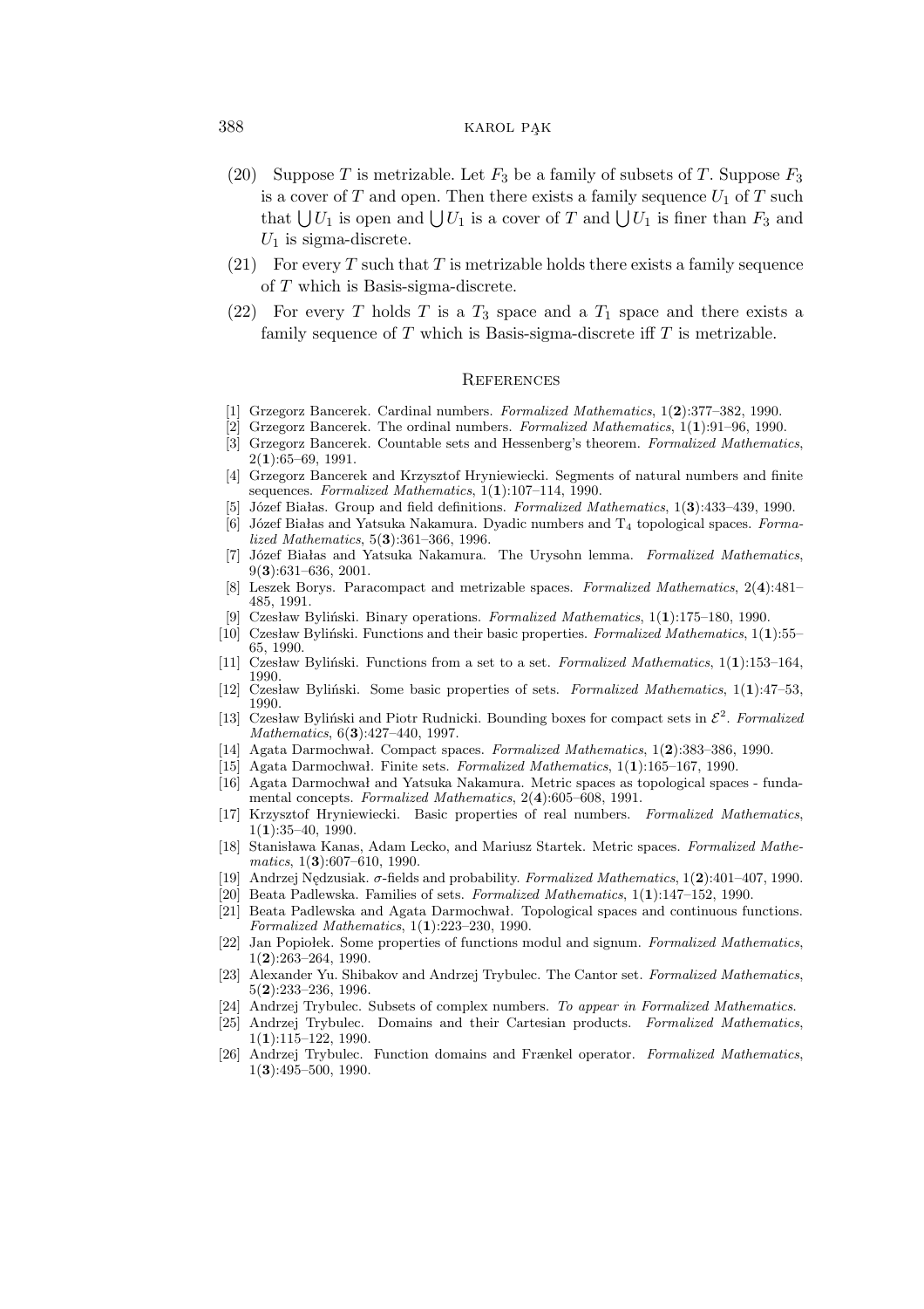(20) Suppose $T$ is metrizable. Let $F_3$ be a family of subsets of $T$. Suppose $F_3$ is a cover of $T$ and open. Then there exists a family sequence $U_1$ of $T$ such that $\bigcup U_1$ is open and $\bigcup U_1$ is a cover of $T$ and $\bigcup U_1$ is finer than $F_3$ and $U_1$ is sigma-discrete.

(21) For every $T$ such that $T$ is metrizable holds there exists a family sequence of $T$ which is Basis-sigma-discrete.

(22) For every $T$ holds $T$ is a $T_3$ space and a $T_1$ space and there exists a family sequence of $T$ which is Basis-sigma-discrete iff $T$ is metrizable.

## References

[1] Grzegorz Bancerek. Cardinal numbers. *Formalized Mathematics*, 1(**2**):377–382, 1990.

[2] Grzegorz Bancerek. The ordinal numbers. *Formalized Mathematics*, 1(**1**):91–96, 1990.

[3] Grzegorz Bancerek. Countable sets and Hessenberg's theorem. *Formalized Mathematics*, 2(**1**):65–69, 1991.

[4] Grzegorz Bancerek and Krzysztof Hryniewiecki. Segments of natural numbers and finite sequences. *Formalized Mathematics*, 1(**1**):107–114, 1990.

[5] Józef Białas. Group and field definitions. *Formalized Mathematics*, 1(**3**):433–439, 1990.

[6] Józef Białas and Yatsuka Nakamura. Dyadic numbers and $T_4$ topological spaces. *Formalized Mathematics*, 5(**3**):361–366, 1996.

[7] Józef Białas and Yatsuka Nakamura. The Urysohn lemma. *Formalized Mathematics*, 9(**3**):631–636, 2001.

[8] Leszek Borys. Paracompact and metrizable spaces. *Formalized Mathematics*, 2(**4**):481–485, 1991.

[9] Czesław Byliński. Binary operations. *Formalized Mathematics*, 1(**1**):175–180, 1990.

[10] Czesław Byliński. Functions and their basic properties. *Formalized Mathematics*, 1(**1**):55–65, 1990.

[11] Czesław Byliński. Functions from a set to a set. *Formalized Mathematics*, 1(**1**):153–164, 1990.

[12] Czesław Byliński. Some basic properties of sets. *Formalized Mathematics*, 1(**1**):47–53, 1990.

[13] Czesław Byliński and Piotr Rudnicki. Bounding boxes for compact sets in $\mathcal{E}^2$. *Formalized Mathematics*, 6(**3**):427–440, 1997.

[14] Agata Darmochwał. Compact spaces. *Formalized Mathematics*, 1(**2**):383–386, 1990.

[15] Agata Darmochwał. Finite sets. *Formalized Mathematics*, 1(**1**):165–167, 1990.

[16] Agata Darmochwał and Yatsuka Nakamura. Metric spaces as topological spaces - fundamental concepts. *Formalized Mathematics*, 2(**4**):605–608, 1991.

[17] Krzysztof Hryniewiecki. Basic properties of real numbers. *Formalized Mathematics*, 1(**1**):35–40, 1990.

[18] Stanisława Kanas, Adam Lecko, and Mariusz Startek. Metric spaces. *Formalized Mathematics*, 1(**3**):607–610, 1990.

[19] Andrzej Nędzusiak. $\sigma$-fields and probability. *Formalized Mathematics*, 1(**2**):401–407, 1990.

[20] Beata Padlewska. Families of sets. *Formalized Mathematics*, 1(**1**):147–152, 1990.

[21] Beata Padlewska and Agata Darmochwał. Topological spaces and continuous functions. *Formalized Mathematics*, 1(**1**):223–230, 1990.

[22] Jan Popiołek. Some properties of functions modul and signum. *Formalized Mathematics*, 1(**2**):263–264, 1990.

[23] Alexander Yu. Shibakov and Andrzej Trybulec. The Cantor set. *Formalized Mathematics*, 5(**2**):233–236, 1996.

[24] Andrzej Trybulec. Subsets of complex numbers. *To appear in Formalized Mathematics*.

[25] Andrzej Trybulec. Domains and their Cartesian products. *Formalized Mathematics*, 1(**1**):115–122, 1990.

[26] Andrzej Trybulec. Function domains and Frænkel operator. *Formalized Mathematics*, 1(**3**):495–500, 1990.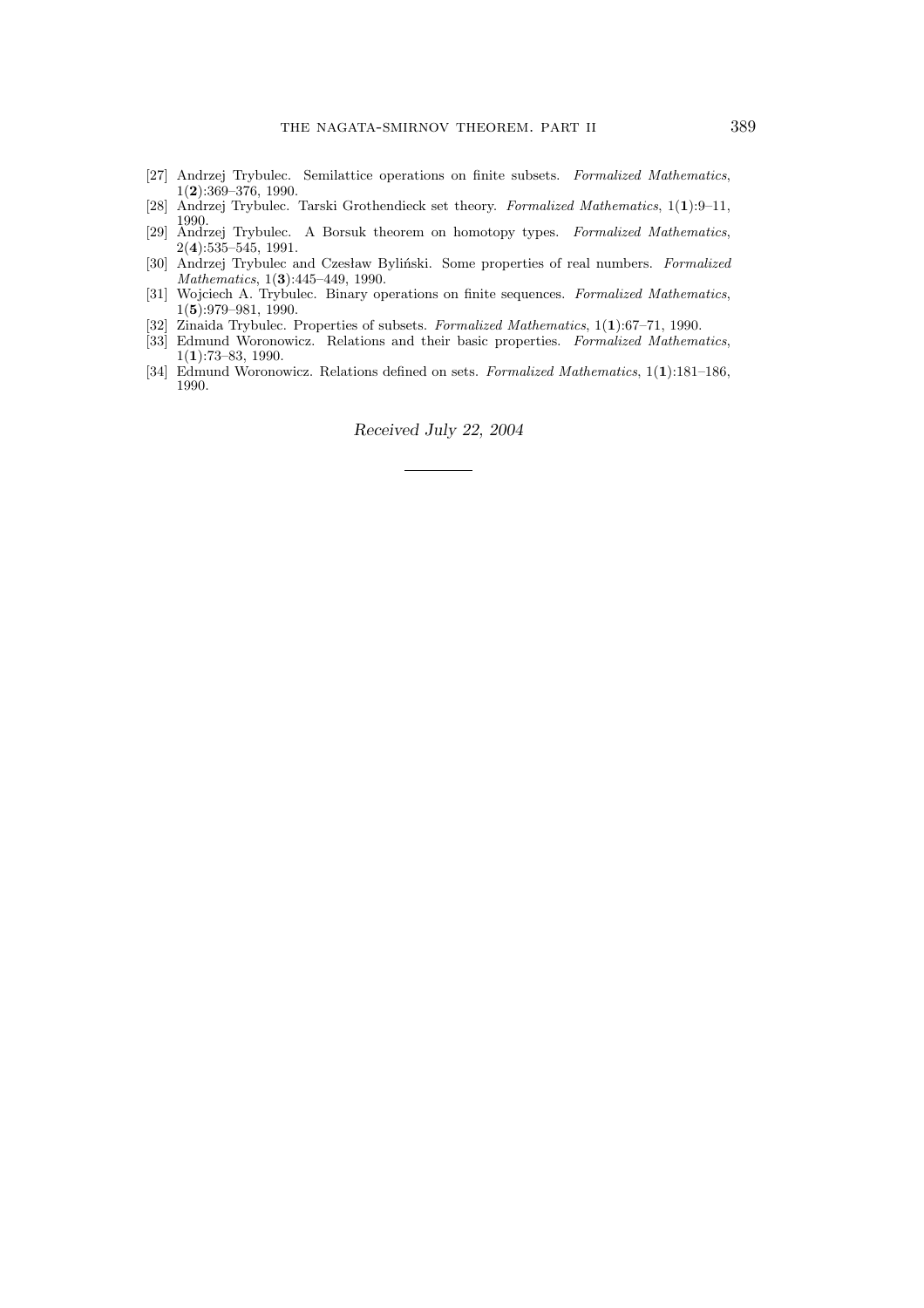[27] Andrzej Trybulec. Semilattice operations on finite subsets. *Formalized Mathematics*, 1(**2**):369–376, 1990.

[28] Andrzej Trybulec. Tarski Grothendieck set theory. *Formalized Mathematics*, 1(**1**):9–11, 1990.

[29] Andrzej Trybulec. A Borsuk theorem on homotopy types. *Formalized Mathematics*, 2(**4**):535–545, 1991.

[30] Andrzej Trybulec and Czesław Byliński. Some properties of real numbers. *Formalized Mathematics*, 1(**3**):445–449, 1990.

[31] Wojciech A. Trybulec. Binary operations on finite sequences. *Formalized Mathematics*, 1(**5**):979–981, 1990.

[32] Zinaida Trybulec. Properties of subsets. *Formalized Mathematics*, 1(**1**):67–71, 1990.

[33] Edmund Woronowicz. Relations and their basic properties. *Formalized Mathematics*, 1(**1**):73–83, 1990.

[34] Edmund Woronowicz. Relations defined on sets. *Formalized Mathematics*, 1(**1**):181–186, 1990.

*Received July 22, 2004*